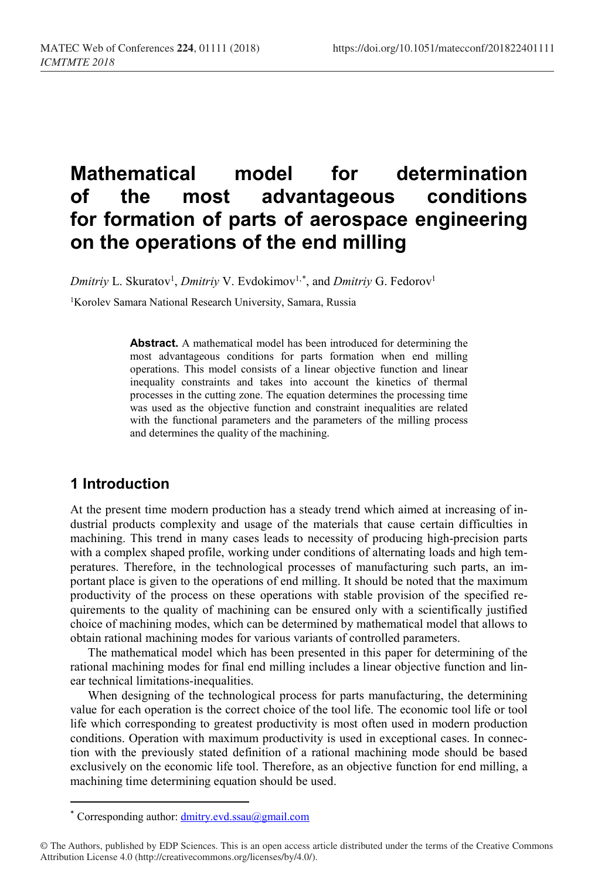# Mathematical model for determination of the most advantageous conditions for formation of parts of aerospace engineering on the operations of the end milling

*Dmitriy* L. Skuratov[1], *Dmitriy* V. Evdokimov[1,*], and *Dmitriy* G. Fedorov[1]

[1]Korolev Samara National Research University, Samara, Russia

**Abstract.** A mathematical model has been introduced for determining the most advantageous conditions for parts formation when end milling operations. This model consists of a linear objective function and linear inequality constraints and takes into account the kinetics of thermal processes in the cutting zone. The equation determines the processing time was used as the objective function and constraint inequalities are related with the functional parameters and the parameters of the milling process and determines the quality of the machining.

## 1 Introduction

At the present time modern production has a steady trend which aimed at increasing of industrial products complexity and usage of the materials that cause certain difficulties in machining. This trend in many cases leads to necessity of producing high-precision parts with a complex shaped profile, working under conditions of alternating loads and high temperatures. Therefore, in the technological processes of manufacturing such parts, an important place is given to the operations of end milling. It should be noted that the maximum productivity of the process on these operations with stable provision of the specified requirements to the quality of machining can be ensured only with a scientifically justified choice of machining modes, which can be determined by mathematical model that allows to obtain rational machining modes for various variants of controlled parameters.

The mathematical model which has been presented in this paper for determining of the rational machining modes for final end milling includes a linear objective function and linear technical limitations-inequalities.

When designing of the technological process for parts manufacturing, the determining value for each operation is the correct choice of the tool life. The economic tool life or tool life which corresponding to greatest productivity is most often used in modern production conditions. Operation with maximum productivity is used in exceptional cases. In connection with the previously stated definition of a rational machining mode should be based exclusively on the economic life tool. Therefore, as an objective function for end milling, a machining time determining equation should be used.

---

[*] Corresponding author: dmitry.evd.ssau@gmail.com

© The Authors, published by EDP Sciences. This is an open access article distributed under the terms of the Creative Commons Attribution License 4.0 (http://creativecommons.org/licenses/by/4.0/).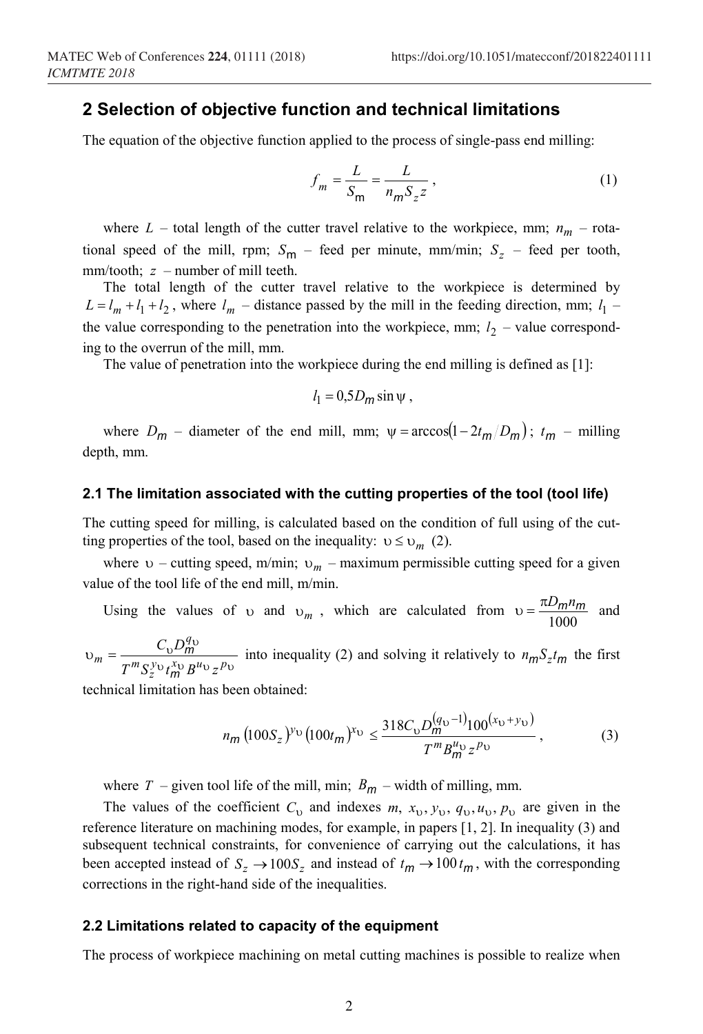## 2 Selection of objective function and technical limitations

The equation of the objective function applied to the process of single-pass end milling:

$$f_m = \frac{L}{S_{\text{m}}} = \frac{L}{n_m S_z z}, \tag{1}$$

where $L$ – total length of the cutter travel relative to the workpiece, mm; $n_m$ – rotational speed of the mill, rpm; $S_{\text{m}}$ – feed per minute, mm/min; $S_z$ – feed per tooth, mm/tooth; $z$ – number of mill teeth.

The total length of the cutter travel relative to the workpiece is determined by $L = l_m + l_1 + l_2$, where $l_m$ – distance passed by the mill in the feeding direction, mm; $l_1$ – the value corresponding to the penetration into the workpiece, mm; $l_2$ – value corresponding to the overrun of the mill, mm.

The value of penetration into the workpiece during the end milling is defined as [1]:

$$l_1 = 0{,}5 D_m \sin\psi ,$$

where $D_m$ – diameter of the end mill, mm; $\psi = \arccos(1 - 2t_m / D_m)$; $t_m$ – milling depth, mm.

### 2.1 The limitation associated with the cutting properties of the tool (tool life)

The cutting speed for milling, is calculated based on the condition of full using of the cutting properties of the tool, based on the inequality: $\upsilon \le \upsilon_m$ (2).

where $\upsilon$ – cutting speed, m/min; $\upsilon_m$ – maximum permissible cutting speed for a given value of the tool life of the end mill, m/min.

Using the values of $\upsilon$ and $\upsilon_m$, which are calculated from $\upsilon = \frac{\pi D_m n_m}{1000}$ and $\upsilon_m = \frac{C_\upsilon D_m^{q_\upsilon}}{T^m S_z^{y_\upsilon} t_m^{x_\upsilon} B^{u_\upsilon} z^{p_\upsilon}}$ into inequality (2) and solving it relatively to $n_m S_z t_m$ the first technical limitation has been obtained:

$$n_m (100 S_z)^{y_\upsilon} (100 t_m)^{x_\upsilon} \le \frac{318 C_\upsilon D_m^{(q_\upsilon - 1)} 100^{(x_\upsilon + y_\upsilon)}}{T^m B_m^{u_\upsilon} z^{p_\upsilon}}, \tag{3}$$

where $T$ – given tool life of the mill, min; $B_m$ – width of milling, mm.

The values of the coefficient $C_\upsilon$ and indexes $m$, $x_\upsilon$, $y_\upsilon$, $q_\upsilon$, $u_\upsilon$, $p_\upsilon$ are given in the reference literature on machining modes, for example, in papers [1, 2]. In inequality (3) and subsequent technical constraints, for convenience of carrying out the calculations, it has been accepted instead of $S_z \to 100 S_z$ and instead of $t_m \to 100\, t_m$, with the corresponding corrections in the right-hand side of the inequalities.

### 2.2 Limitations related to capacity of the equipment

The process of workpiece machining on metal cutting machines is possible to realize when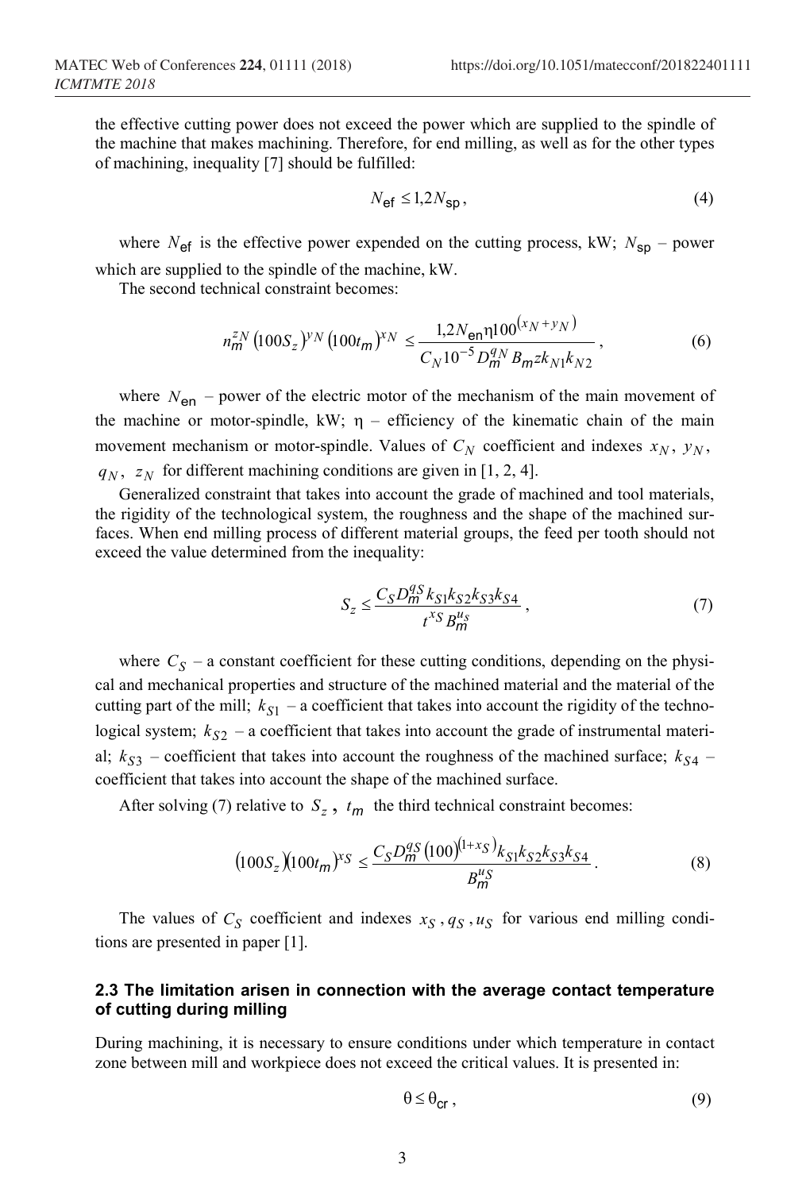the effective cutting power does not exceed the power which are supplied to the spindle of the machine that makes machining. Therefore, for end milling, as well as for the other types of machining, inequality [7] should be fulfilled:

$$N_{\mathrm{ef}} \leq 1{,}2 N_{\mathrm{sp}}, \tag{4}$$

where $N_{\mathrm{ef}}$ is the effective power expended on the cutting process, kW; $N_{\mathrm{sp}}$ – power which are supplied to the spindle of the machine, kW.

The second technical constraint becomes:

$$n_m^{z_N} \left(100 S_z\right)^{y_N} \left(100 t_m\right)^{x_N} \leq \frac{1{,}2 N_{\mathrm{en}} \eta 100^{\left(x_N + y_N\right)}}{C_N 10^{-5} D_m^{q_N} B_m z k_{N1} k_{N2}}, \tag{6}$$

where $N_{\mathrm{en}}$ – power of the electric motor of the mechanism of the main movement of the machine or motor-spindle, kW; $\eta$ – efficiency of the kinematic chain of the main movement mechanism or motor-spindle. Values of $C_N$ coefficient and indexes $x_N$, $y_N$, $q_N$, $z_N$ for different machining conditions are given in [1, 2, 4].

Generalized constraint that takes into account the grade of machined and tool materials, the rigidity of the technological system, the roughness and the shape of the machined surfaces. When end milling process of different material groups, the feed per tooth should not exceed the value determined from the inequality:

$$S_z \leq \frac{C_S D_m^{q_S} k_{S1} k_{S2} k_{S3} k_{S4}}{t^{x_S} B_m^{u_S}}, \tag{7}$$

where $C_S$ – a constant coefficient for these cutting conditions, depending on the physical and mechanical properties and structure of the machined material and the material of the cutting part of the mill; $k_{S1}$ – a coefficient that takes into account the rigidity of the technological system; $k_{S2}$ – a coefficient that takes into account the grade of instrumental material; $k_{S3}$ – coefficient that takes into account the roughness of the machined surface; $k_{S4}$ – coefficient that takes into account the shape of the machined surface.

After solving (7) relative to $S_z$, $t_m$ the third technical constraint becomes:

$$\left(100 S_z\right)\left(100 t_m\right)^{x_S} \leq \frac{C_S D_m^{q_S} \left(100\right)^{\left(1 + x_S\right)} k_{S1} k_{S2} k_{S3} k_{S4}}{B_m^{u_S}}. \tag{8}$$

The values of $C_S$ coefficient and indexes $x_S$, $q_S$, $u_S$ for various end milling conditions are presented in paper [1].

### 2.3 The limitation arisen in connection with the average contact temperature of cutting during milling

During machining, it is necessary to ensure conditions under which temperature in contact zone between mill and workpiece does not exceed the critical values. It is presented in:

$$\theta \leq \theta_{\mathrm{cr}}, \tag{9}$$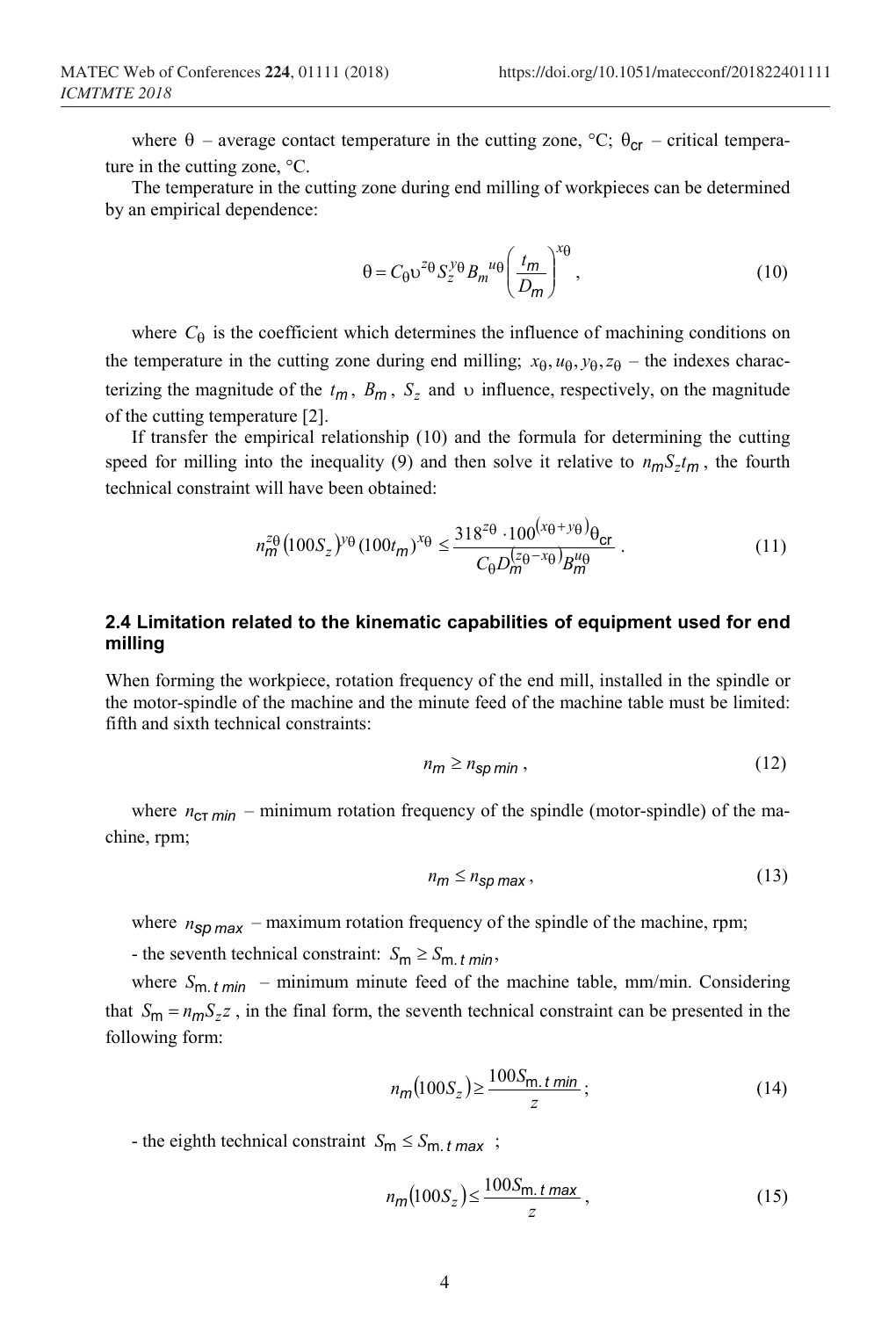where $\theta$ – average contact temperature in the cutting zone, °C; $\theta_{cr}$ – critical temperature in the cutting zone, °C.

The temperature in the cutting zone during end milling of workpieces can be determined by an empirical dependence:

$$\theta = C_{\theta} \upsilon^{z\theta} S_z^{y\theta} B_m^{u\theta} \left( \frac{t_m}{D_m} \right)^{x\theta}, \tag{10}$$

where $C_{\theta}$ is the coefficient which determines the influence of machining conditions on the temperature in the cutting zone during end milling; $x_{\theta}, u_{\theta}, y_{\theta}, z_{\theta}$ – the indexes characterizing the magnitude of the $t_m$, $B_m$, $S_z$ and $\upsilon$ influence, respectively, on the magnitude of the cutting temperature [2].

If transfer the empirical relationship (10) and the formula for determining the cutting speed for milling into the inequality (9) and then solve it relative to $n_m S_z t_m$, the fourth technical constraint will have been obtained:

$$n_m^{z\theta} (100 S_z)^{y\theta} (100 t_m)^{x\theta} \leq \frac{318^{z\theta} \cdot 100^{(x\theta + y\theta)} \theta_{cr}}{C_{\theta} D_m^{(z\theta - x\theta)} B_m^{u\theta}}. \tag{11}$$

### 2.4 Limitation related to the kinematic capabilities of equipment used for end milling

When forming the workpiece, rotation frequency of the end mill, installed in the spindle or the motor-spindle of the machine and the minute feed of the machine table must be limited: fifth and sixth technical constraints:

$$n_m \geq n_{sp\,min}, \tag{12}$$

where $n_{cт\,min}$ – minimum rotation frequency of the spindle (motor-spindle) of the machine, rpm;

$$n_m \leq n_{sp\,max}, \tag{13}$$

where $n_{sp\,max}$ – maximum rotation frequency of the spindle of the machine, rpm;

- the seventh technical constraint: $S_m \geq S_{m.\,t\,min}$,

where $S_{m.\,t\,min}$ – minimum minute feed of the machine table, mm/min. Considering that $S_m = n_m S_z z$, in the final form, the seventh technical constraint can be presented in the following form:

$$n_m (100 S_z) \geq \frac{100 S_{m.\,t\,min}}{z}; \tag{14}$$

- the eighth technical constraint $S_m \leq S_{m.\,t\,max}$;

$$n_m (100 S_z) \leq \frac{100 S_{m.\,t\,max}}{z}, \tag{15}$$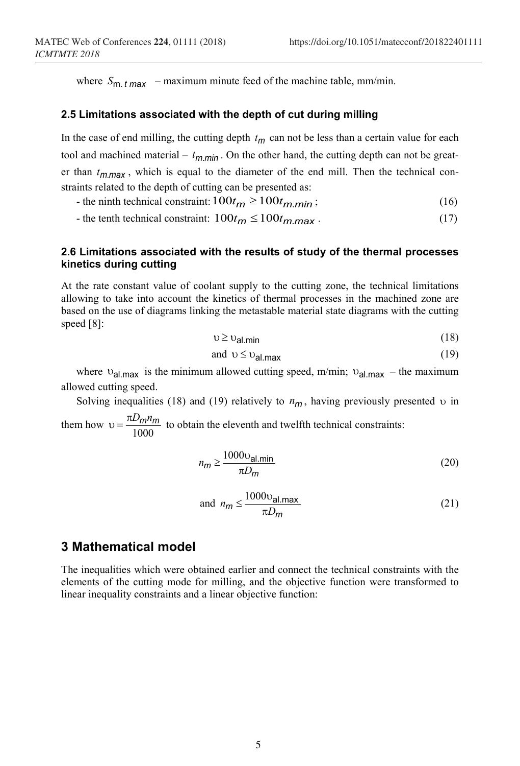where $S_{m.t\,max}$ – maximum minute feed of the machine table, mm/min.

### 2.5 Limitations associated with the depth of cut during milling

In the case of end milling, the cutting depth $t_m$ can not be less than a certain value for each tool and machined material – $t_{m.min}$. On the other hand, the cutting depth can not be greater than $t_{m.max}$, which is equal to the diameter of the end mill. Then the technical constraints related to the depth of cutting can be presented as:

- the ninth technical constraint: $100t_m \geq 100t_{m.min}$; (16)

- the tenth technical constraint: $100t_m \leq 100t_{m.max}$. (17)

### 2.6 Limitations associated with the results of study of the thermal processes kinetics during cutting

At the rate constant value of coolant supply to the cutting zone, the technical limitations allowing to take into account the kinetics of thermal processes in the machined zone are based on the use of diagrams linking the metastable material state diagrams with the cutting speed [8]:

$$\upsilon \geq \upsilon_{al.min} \tag{18}$$

$$\text{and } \upsilon \leq \upsilon_{al.max} \tag{19}$$

where $\upsilon_{al.max}$ is the minimum allowed cutting speed, m/min; $\upsilon_{al.max}$ – the maximum allowed cutting speed.

Solving inequalities (18) and (19) relatively to $n_m$, having previously presented $\upsilon$ in them how $\upsilon = \frac{\pi D_m n_m}{1000}$ to obtain the eleventh and twelfth technical constraints:

$$n_m \geq \frac{1000\upsilon_{al.min}}{\pi D_m} \tag{20}$$

$$\text{and } n_m \leq \frac{1000\upsilon_{al.max}}{\pi D_m} \tag{21}$$

## 3 Mathematical model

The inequalities which were obtained earlier and connect the technical constraints with the elements of the cutting mode for milling, and the objective function were transformed to linear inequality constraints and a linear objective function: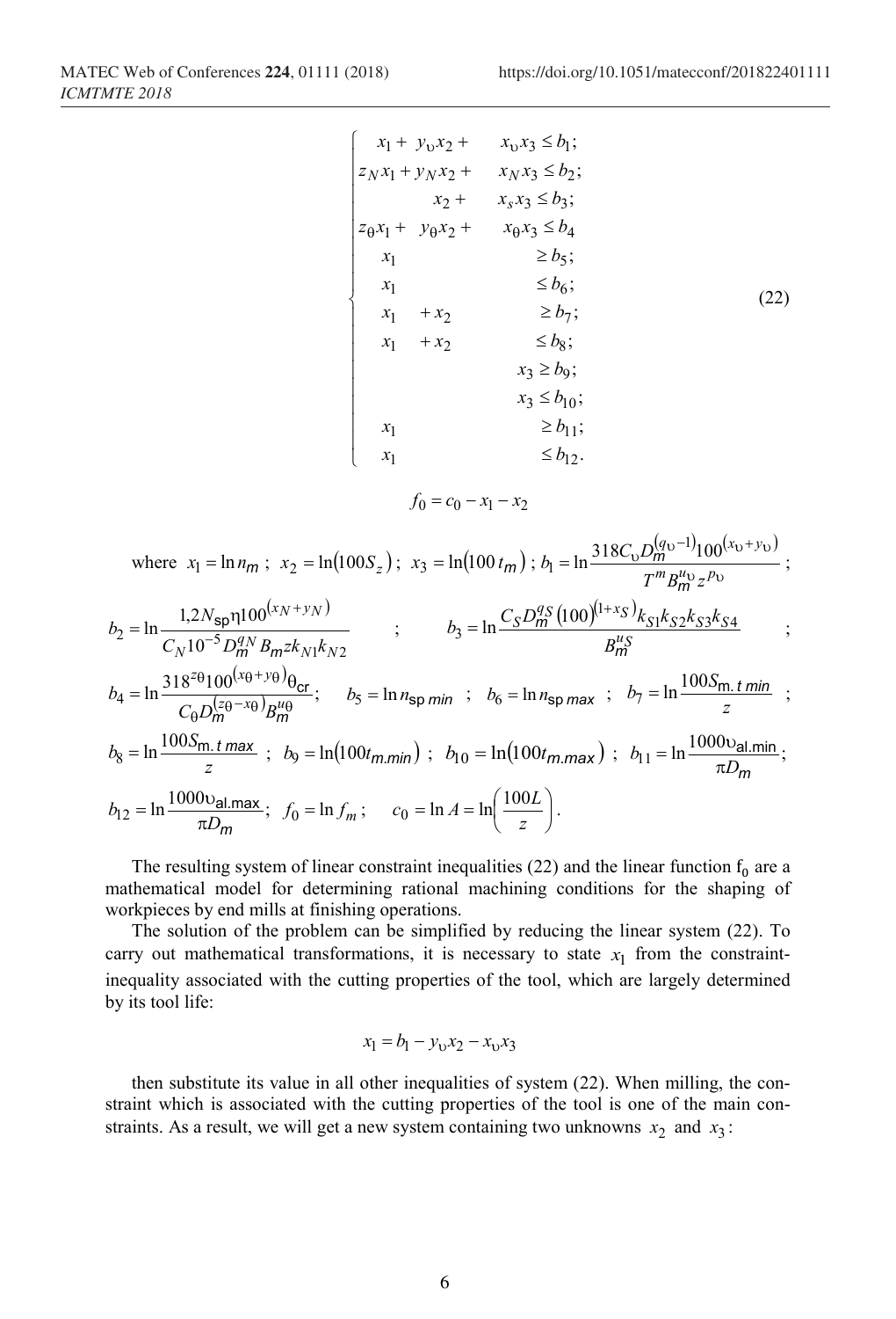$$
\begin{cases}
x_1 + y_\upsilon x_2 + x_\upsilon x_3 \le b_1; \\
z_N x_1 + y_N x_2 + x_N x_3 \le b_2; \\
x_2 + x_s x_3 \le b_3; \\
z_\theta x_1 + y_\theta x_2 + x_\theta x_3 \le b_4 \\
x_1 \ge b_5; \\
x_1 \le b_6; \\
x_1 + x_2 \ge b_7; \\
x_1 + x_2 \le b_8; \\
x_3 \ge b_9; \\
x_3 \le b_{10}; \\
x_1 \ge b_{11}; \\
x_1 \le b_{12}.
\end{cases}
\tag{22}
$$

$$
f_0 = c_0 - x_1 - x_2
$$

where $x_1 = \ln n_m$; $x_2 = \ln(100 S_z)$; $x_3 = \ln(100\, t_m)$; $b_1 = \ln \dfrac{318 C_\upsilon D_m^{(q_\upsilon - 1)} 100^{(x_\upsilon + y_\upsilon)}}{T^m B_m^{u_\upsilon} z^{p_\upsilon}}$;

$b_2 = \ln \dfrac{1{,}2 N_{\text{sp}} \eta 100^{(x_N + y_N)}}{C_N 10^{-5} D_m^{q_N} B_m z k_{N1} k_{N2}}$; $\quad b_3 = \ln \dfrac{C_S D_m^{q_S} (100)^{(1 + x_S)} k_{S1} k_{S2} k_{S3} k_{S4}}{B_m^{u_S}}$;

$b_4 = \ln \dfrac{318^{z_\theta} 100^{(x_\theta + y_\theta)} \theta_{\text{cr}}}{C_\theta D_m^{(z_\theta - x_\theta)} B_m^{u_\theta}}$; $\quad b_5 = \ln n_{\text{sp}\,min}$; $\quad b_6 = \ln n_{\text{sp}\,max}$; $\quad b_7 = \ln \dfrac{100 S_{\text{m.}\,t\,min}}{z}$;

$b_8 = \ln \dfrac{100 S_{\text{m.}\,t\,max}}{z}$; $\quad b_9 = \ln(100 t_{m.min})$; $\quad b_{10} = \ln(100 t_{m.max})$; $\quad b_{11} = \ln \dfrac{1000 \upsilon_{\text{al.min}}}{\pi D_m}$;

$b_{12} = \ln \dfrac{1000 \upsilon_{\text{al.max}}}{\pi D_m}$; $\quad f_0 = \ln f_m$; $\quad c_0 = \ln A = \ln\left(\dfrac{100 L}{z}\right)$.

The resulting system of linear constraint inequalities (22) and the linear function $f_0$ are a mathematical model for determining rational machining conditions for the shaping of workpieces by end mills at finishing operations.

The solution of the problem can be simplified by reducing the linear system (22). To carry out mathematical transformations, it is necessary to state $x_1$ from the constraint-inequality associated with the cutting properties of the tool, which are largely determined by its tool life:

$$
x_1 = b_1 - y_\upsilon x_2 - x_\upsilon x_3
$$

then substitute its value in all other inequalities of system (22). When milling, the constraint which is associated with the cutting properties of the tool is one of the main constraints. As a result, we will get a new system containing two unknowns $x_2$ and $x_3$: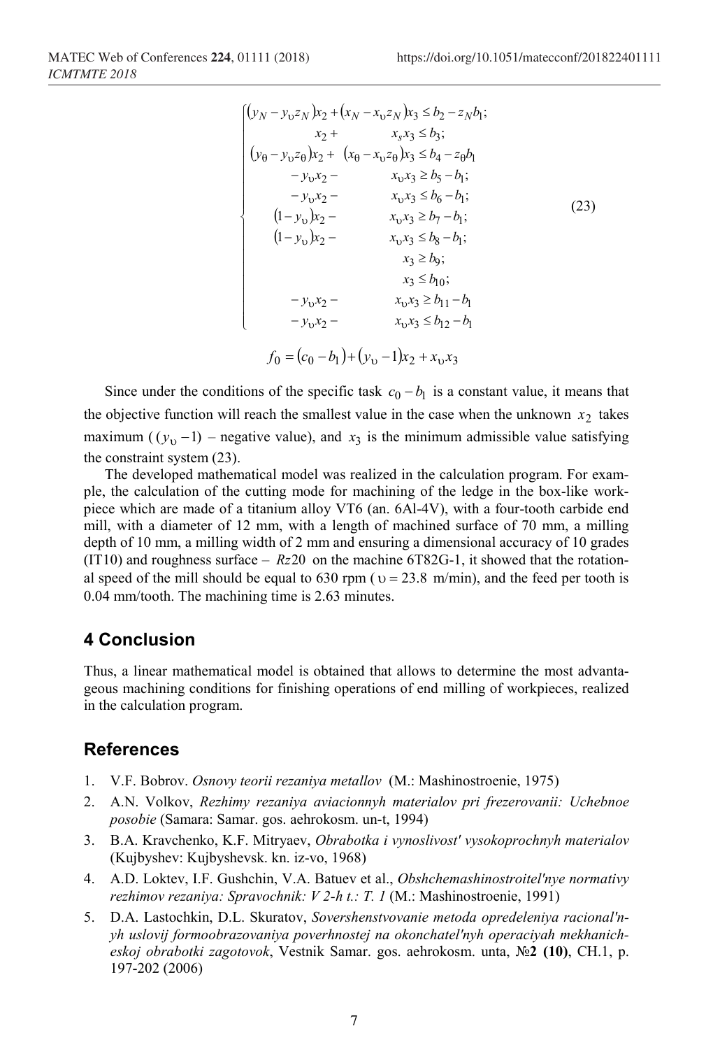$$
\begin{cases}
(y_N - y_\upsilon z_N)x_2 + (x_N - x_\upsilon z_N)x_3 \le b_2 - z_N b_1; \\
x_2 + x_s x_3 \le b_3; \\
(y_\theta - y_\upsilon z_\theta)x_2 + (x_\theta - x_\upsilon z_\theta)x_3 \le b_4 - z_\theta b_1 \\
-y_\upsilon x_2 - x_\upsilon x_3 \ge b_5 - b_1; \\
-y_\upsilon x_2 - x_\upsilon x_3 \le b_6 - b_1; \\
(1 - y_\upsilon)x_2 - x_\upsilon x_3 \ge b_7 - b_1; \\
(1 - y_\upsilon)x_2 - x_\upsilon x_3 \le b_8 - b_1; \\
x_3 \ge b_9; \\
x_3 \le b_{10}; \\
-y_\upsilon x_2 - x_\upsilon x_3 \ge b_{11} - b_1 \\
-y_\upsilon x_2 - x_\upsilon x_3 \le b_{12} - b_1
\end{cases}
\tag{23}
$$

$$
f_0 = (c_0 - b_1) + (y_\upsilon - 1)x_2 + x_\upsilon x_3
$$

Since under the conditions of the specific task $c_0 - b_1$ is a constant value, it means that the objective function will reach the smallest value in the case when the unknown $x_2$ takes maximum ($(y_\upsilon - 1)$ – negative value), and $x_3$ is the minimum admissible value satisfying the constraint system (23).

The developed mathematical model was realized in the calculation program. For example, the calculation of the cutting mode for machining of the ledge in the box-like workpiece which are made of a titanium alloy VT6 (an. 6Al-4V), with a four-tooth carbide end mill, with a diameter of 12 mm, with a length of machined surface of 70 mm, a milling depth of 10 mm, a milling width of 2 mm and ensuring a dimensional accuracy of 10 grades (IT10) and roughness surface – $Rz20$ on the machine 6T82G-1, it showed that the rotational speed of the mill should be equal to 630 rpm ($\upsilon = 23.8$ m/min), and the feed per tooth is 0.04 mm/tooth. The machining time is 2.63 minutes.

## 4 Conclusion

Thus, a linear mathematical model is obtained that allows to determine the most advantageous machining conditions for finishing operations of end milling of workpieces, realized in the calculation program.

## References

1. V.F. Bobrov. *Osnovy teorii rezaniya metallov* (M.: Mashinostroenie, 1975)
2. A.N. Volkov, *Rezhimy rezaniya aviacionnyh materialov pri frezerovanii: Uchebnoe posobie* (Samara: Samar. gos. aehrokosm. un-t, 1994)
3. B.A. Kravchenko, K.F. Mitryaev, *Obrabotka i vynoslivost' vysokoprochnyh materialov* (Kujbyshev: Kujbyshevsk. kn. iz-vo, 1968)
4. A.D. Loktev, I.F. Gushchin, V.A. Batuev et al., *Obshchemashinostroitel'nye normativy rezhimov rezaniya: Spravochnik: V 2-h t.: T. 1* (M.: Mashinostroenie, 1991)
5. D.A. Lastochkin, D.L. Skuratov, *Sovershenstvovanie metoda opredeleniya racional'nyh uslovij formoobrazovaniya poverhnostej na okonchatel'nyh operaciyah mekhanicheskoj obrabotki zagotovok*, Vestnik Samar. gos. aehrokosm. unta, №**2 (10)**, CH.1, p. 197-202 (2006)